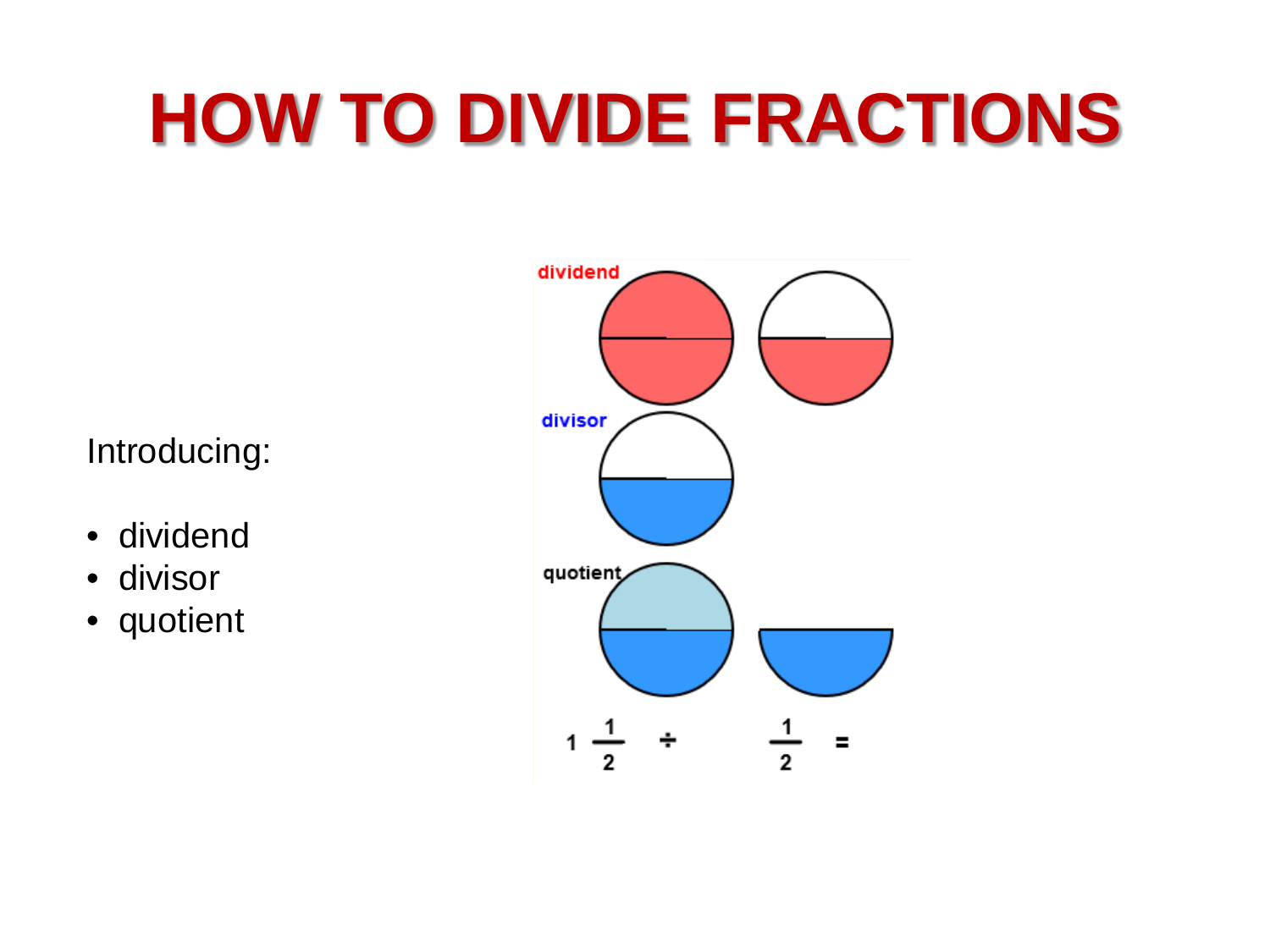# HOW TO DIVIDE FRACTIONS

Introducing:

- dividend
- divisor
- quotient

dividend

divisor

quotient

$1\frac{1}{2} \div \frac{1}{2} =$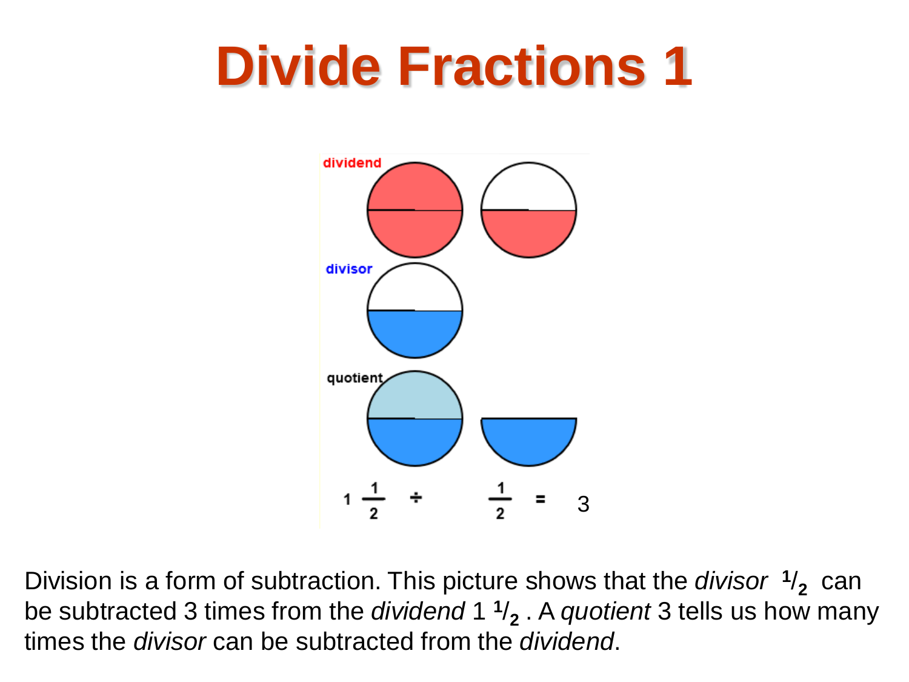# Divide Fractions 1

dividend

divisor

quotient

$$1\frac{1}{2} \div \frac{1}{2} = 3$$

Division is a form of subtraction. This picture shows that the *divisor* $^1/_2$ can be subtracted 3 times from the *dividend* 1 $^1/_2$ . A *quotient* 3 tells us how many times the *divisor* can be subtracted from the *dividend*.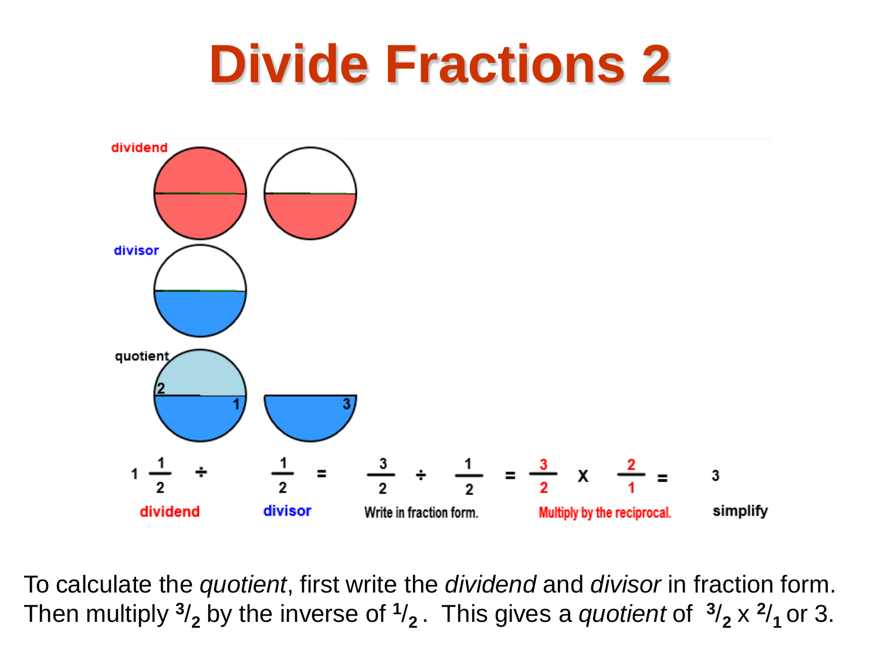# Divide Fractions 2

dividend

divisor

quotient

$1\frac{1}{2} \div \frac{1}{2} = \frac{3}{2} \div \frac{1}{2} = \frac{3}{2} \times \frac{2}{1} = 3$

dividend | divisor | Write in fraction form. | Multiply by the reciprocal. | simplify

To calculate the *quotient*, first write the *dividend* and *divisor* in fraction form. Then multiply $^{3}/_{2}$ by the inverse of $^{1}/_{2}$. This gives a *quotient* of $^{3}/_{2} \times {}^{2}/_{1}$ or 3.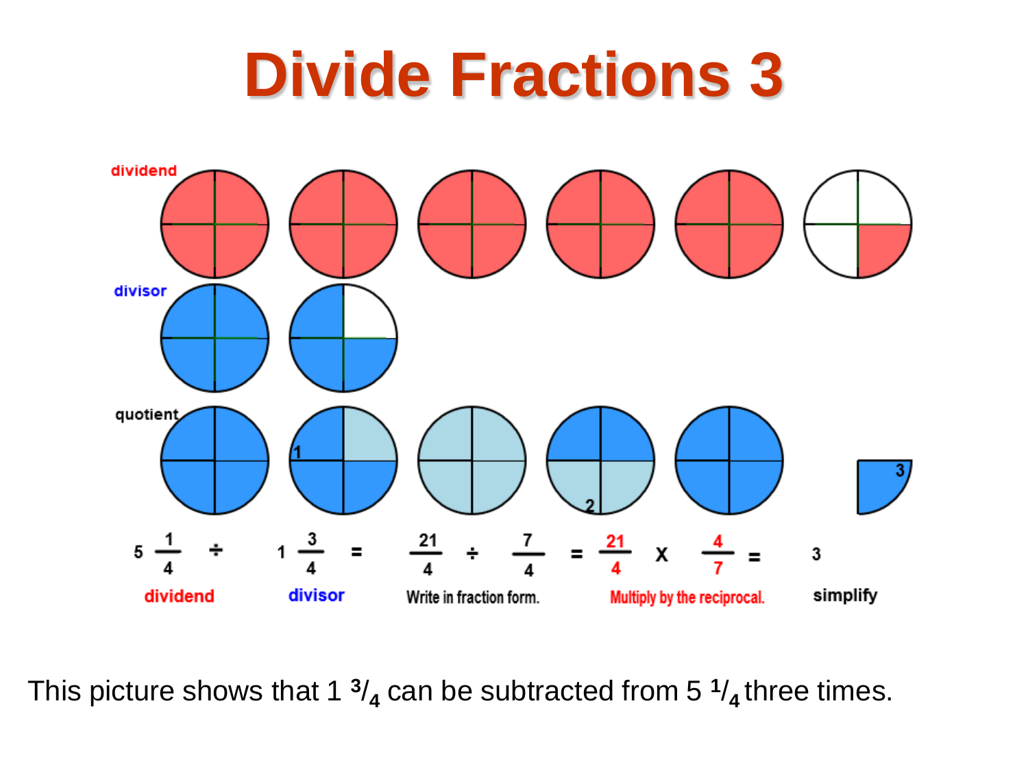# Divide Fractions 3

dividend

divisor

quotient

$$5\frac{1}{4} \div 1\frac{3}{4} = \frac{21}{4} \div \frac{7}{4} = \frac{21}{4} \times \frac{4}{7} = 3$$

dividend divisor Write in fraction form. Multiply by the reciprocal. simplify

This picture shows that $1\,{}^{3}/_{4}$ can be subtracted from $5\,{}^{1}/_{4}$ three times.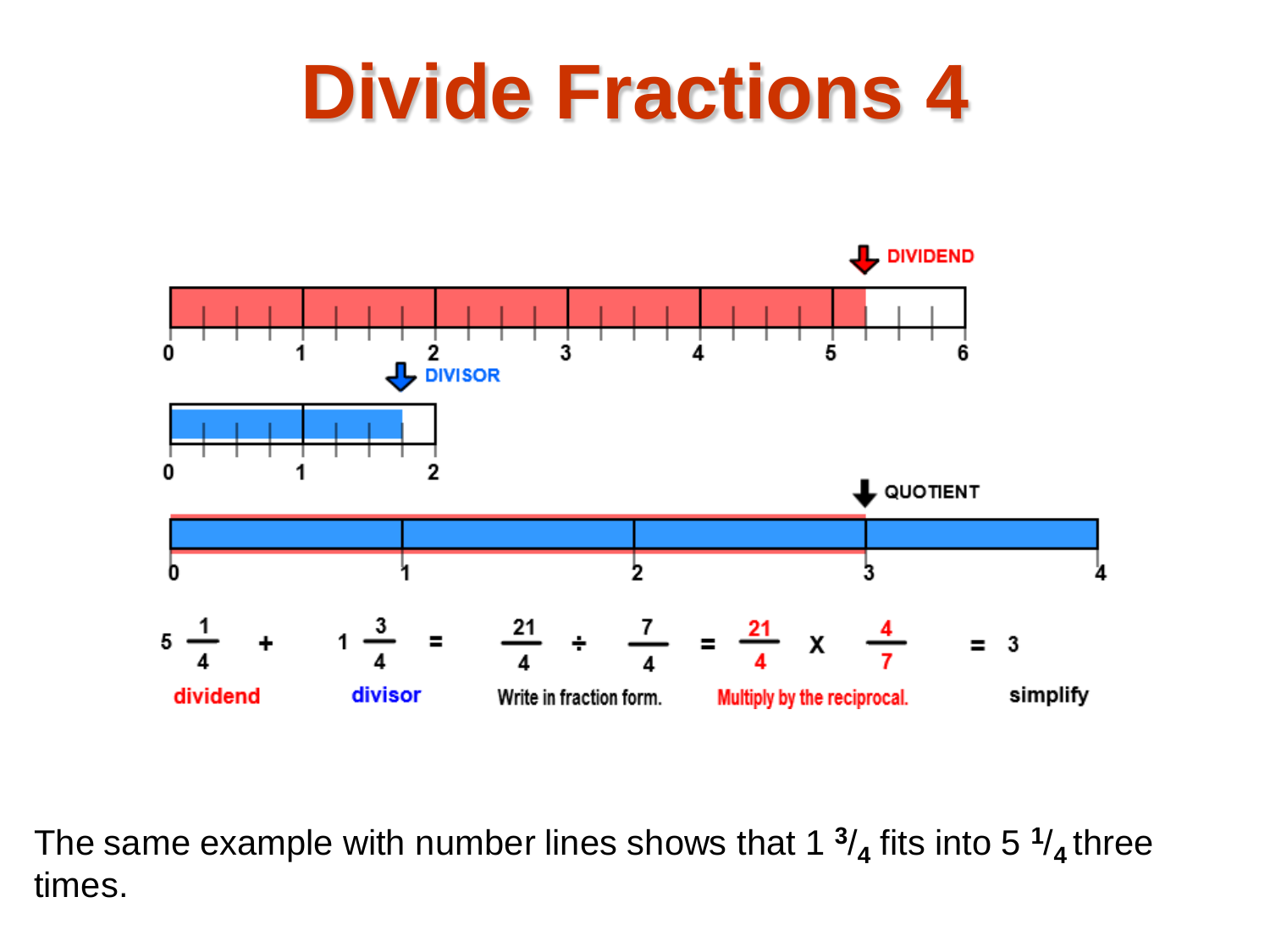# Divide Fractions 4

DIVIDEND

0 1 2 3 4 5 6

DIVISOR

0 1 2

QUOTIENT

0 1 2 3 4

$$5\frac{1}{4} + 1\frac{3}{4} = \frac{21}{4} \div \frac{7}{4} = \frac{21}{4} \times \frac{4}{7} = 3$$

dividend — divisor — Write in fraction form. — Multiply by the reciprocal. — simplify

The same example with number lines shows that $1\ ^3/_4$ fits into $5\ ^1/_4$ three times.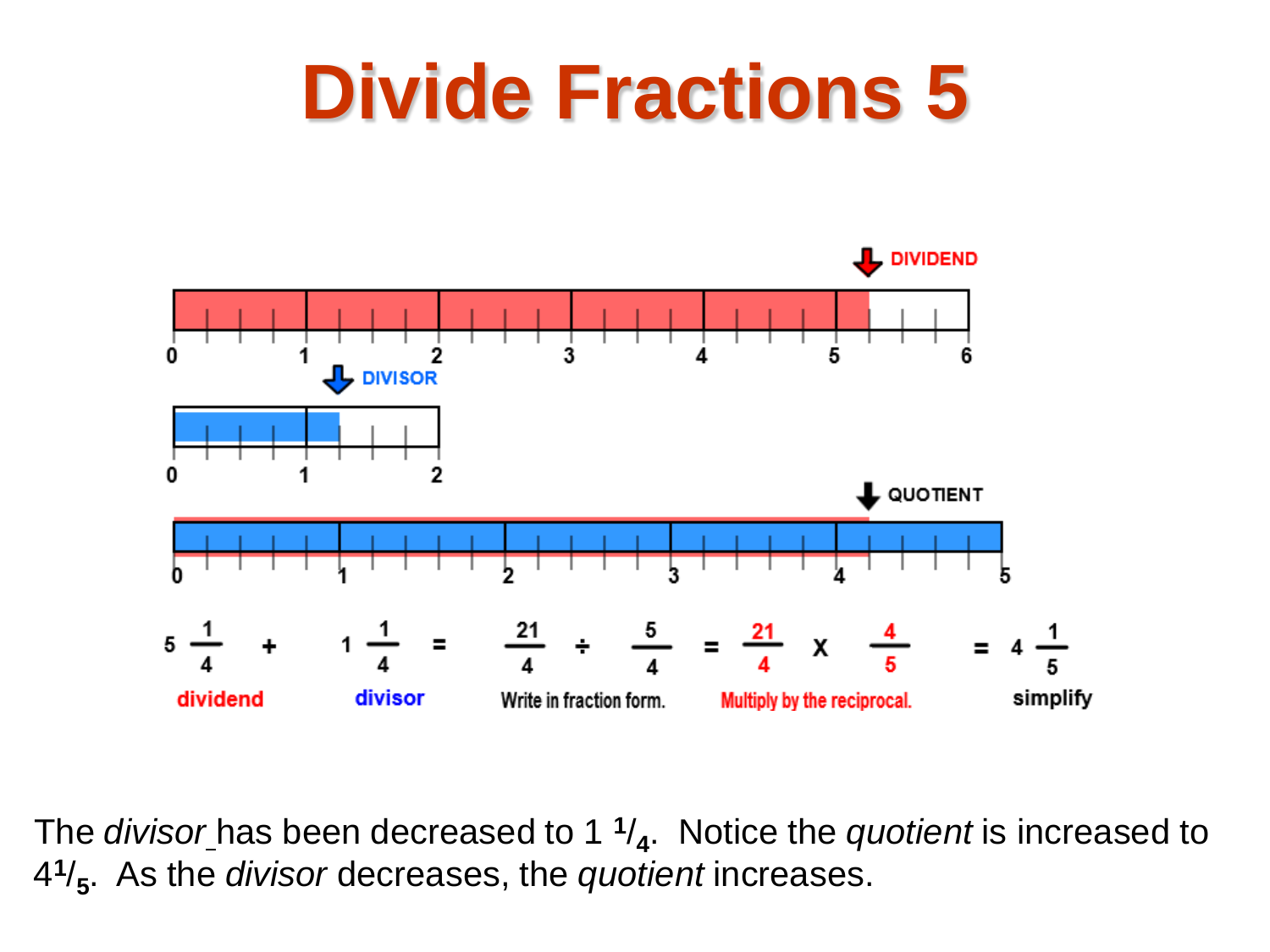# Divide Fractions 5

DIVIDEND

DIVISOR

QUOTIENT

$5\frac{1}{4}$ + $1\frac{1}{4}$ = $\frac{21}{4} \div \frac{5}{4}$ = $\frac{21}{4} \times \frac{4}{5}$ = $4\frac{1}{5}$

dividend — divisor — Write in fraction form. — Multiply by the reciprocal. — simplify

The *divisor* has been decreased to $1\,^1/_4$. Notice the *quotient* is increased to $4^1/_5$. As the *divisor* decreases, the *quotient* increases.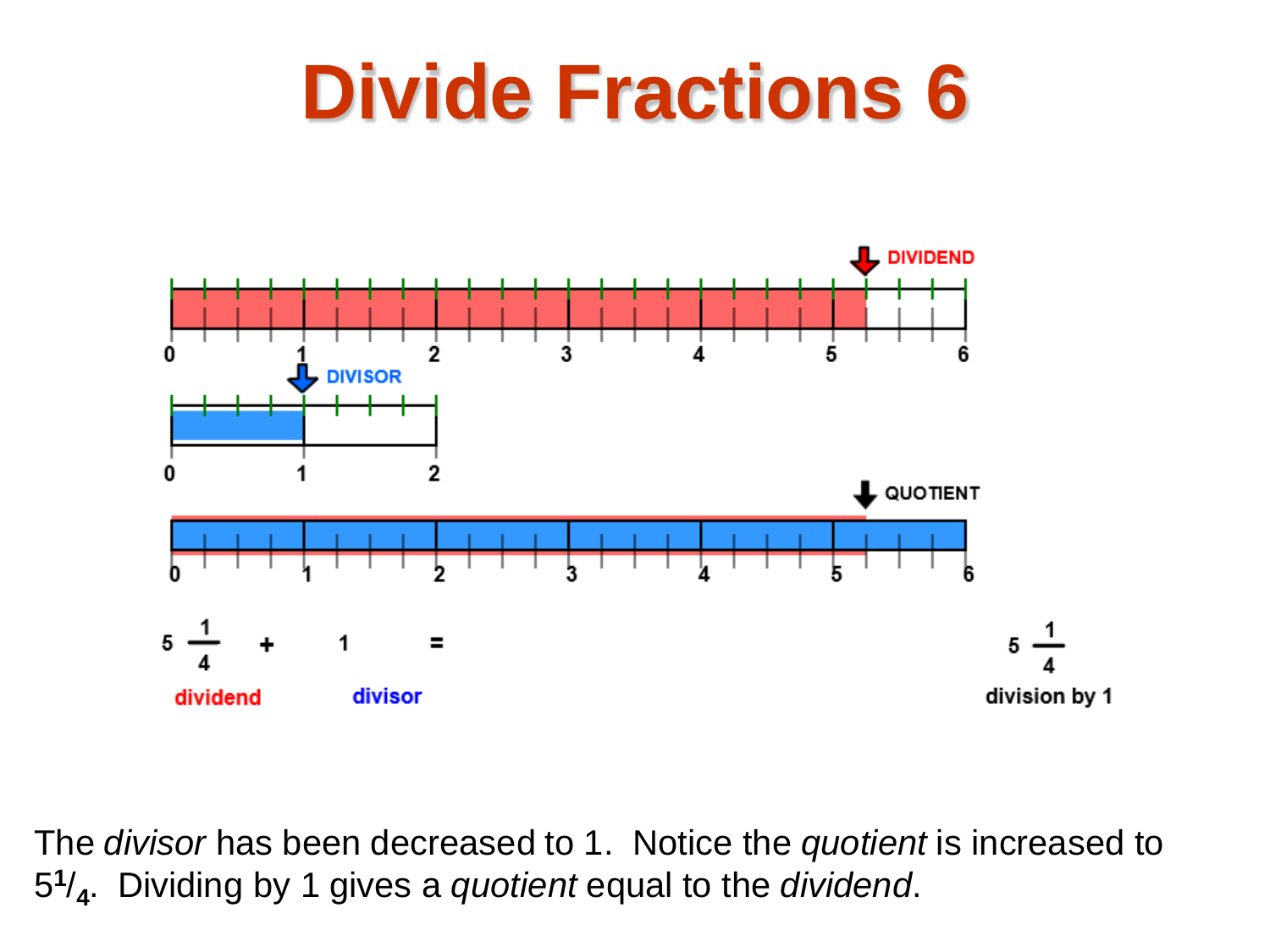# Divide Fractions 6

DIVIDEND

0 1 2 3 4 5 6

DIVISOR

0 1 2

QUOTIENT

0 1 2 3 4 5 6

$5\frac{1}{4}$ ÷ 1 = $5\frac{1}{4}$

dividend divisor division by 1

The *divisor* has been decreased to 1. Notice the *quotient* is increased to $5^1/_4$. Dividing by 1 gives a *quotient* equal to the *dividend*.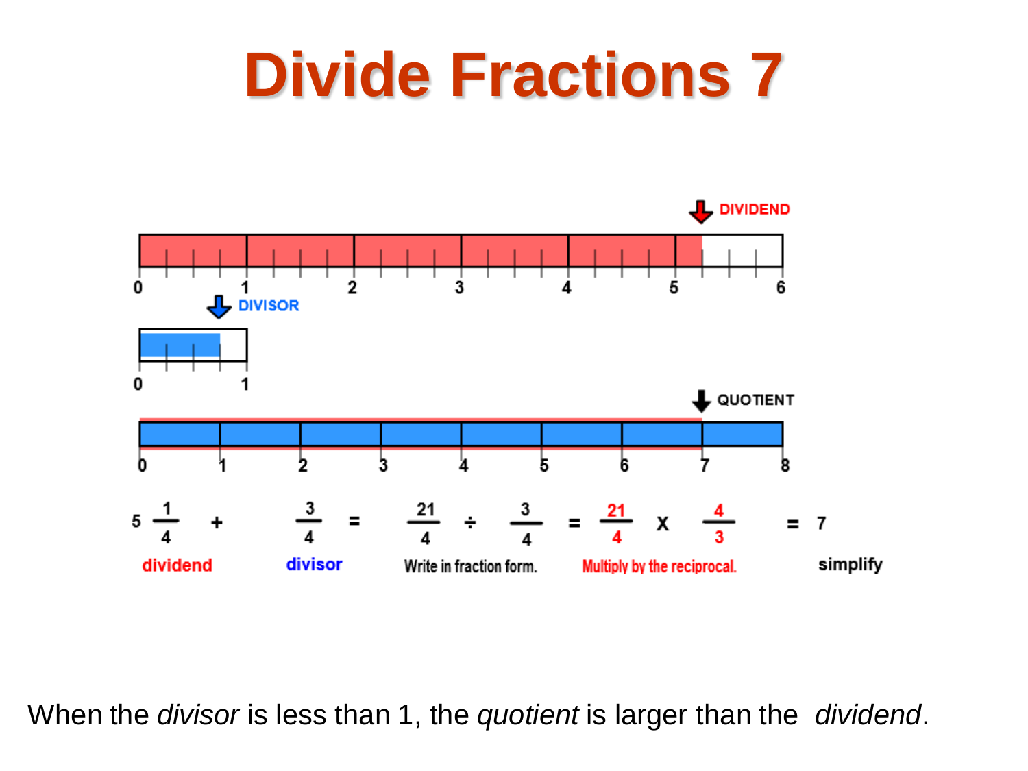# Divide Fractions 7

DIVIDEND

0 1 2 3 4 5 6

DIVISOR

0 1

QUOTIENT

0 1 2 3 4 5 6 7 8

$5\frac{1}{4}$ + $\frac{3}{4}$ = $\frac{21}{4}$ ÷ $\frac{3}{4}$ = $\frac{21}{4}$ X $\frac{4}{3}$ = 7

dividend | divisor | Write in fraction form. | Multiply by the reciprocal. | simplify

When the *divisor* is less than 1, the *quotient* is larger than the *dividend*.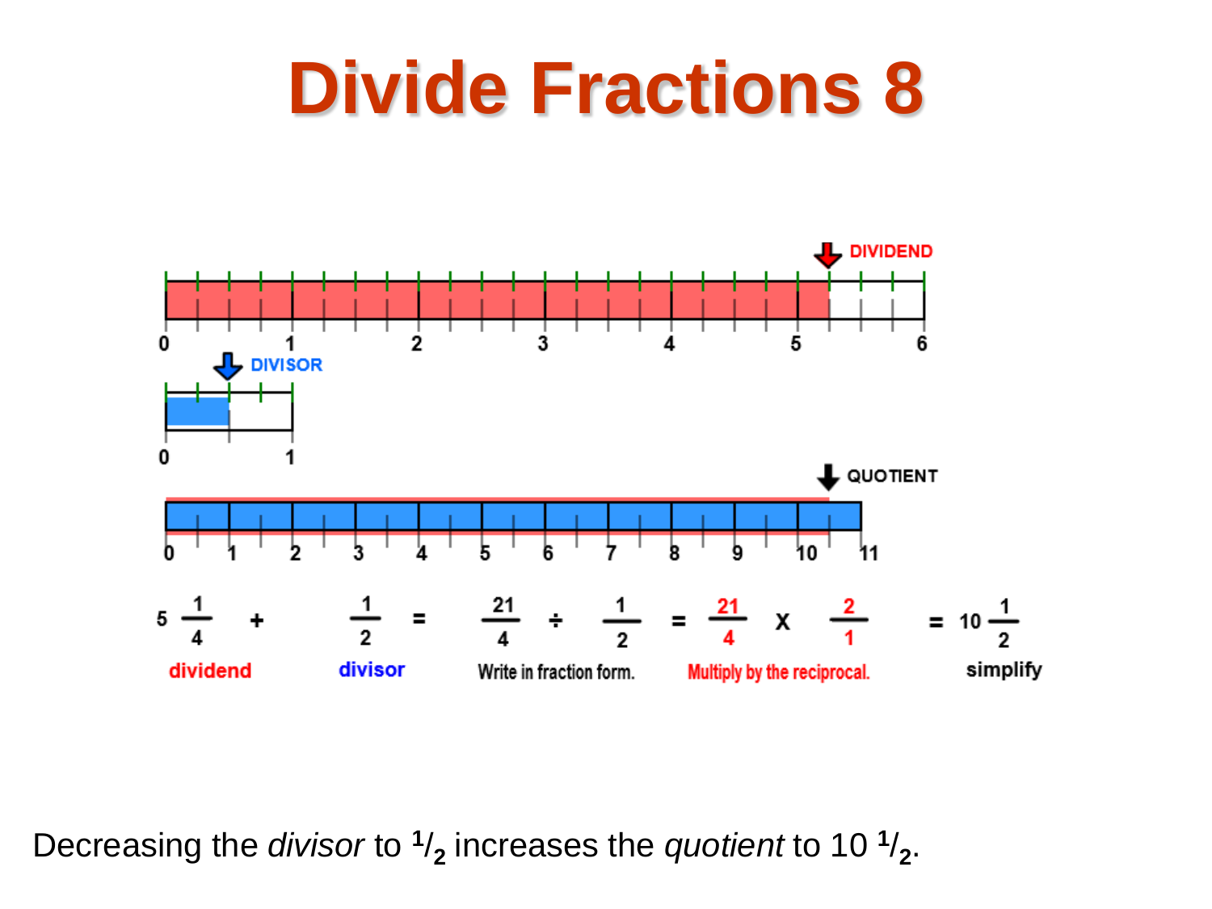# Divide Fractions 8

DIVIDEND

0 1 2 3 4 5 6

DIVISOR

0 1

QUOTIENT

0 1 2 3 4 5 6 7 8 9 10 11

$5\frac{1}{4}$ + $\frac{1}{2}$ = $\frac{21}{4} \div \frac{1}{2}$ = $\frac{21}{4} \times \frac{2}{1}$ = $10\frac{1}{2}$

dividend — divisor — Write in fraction form. — Multiply by the reciprocal. — simplify

Decreasing the *divisor* to $^1/_2$ increases the *quotient* to 10 $^1/_2$.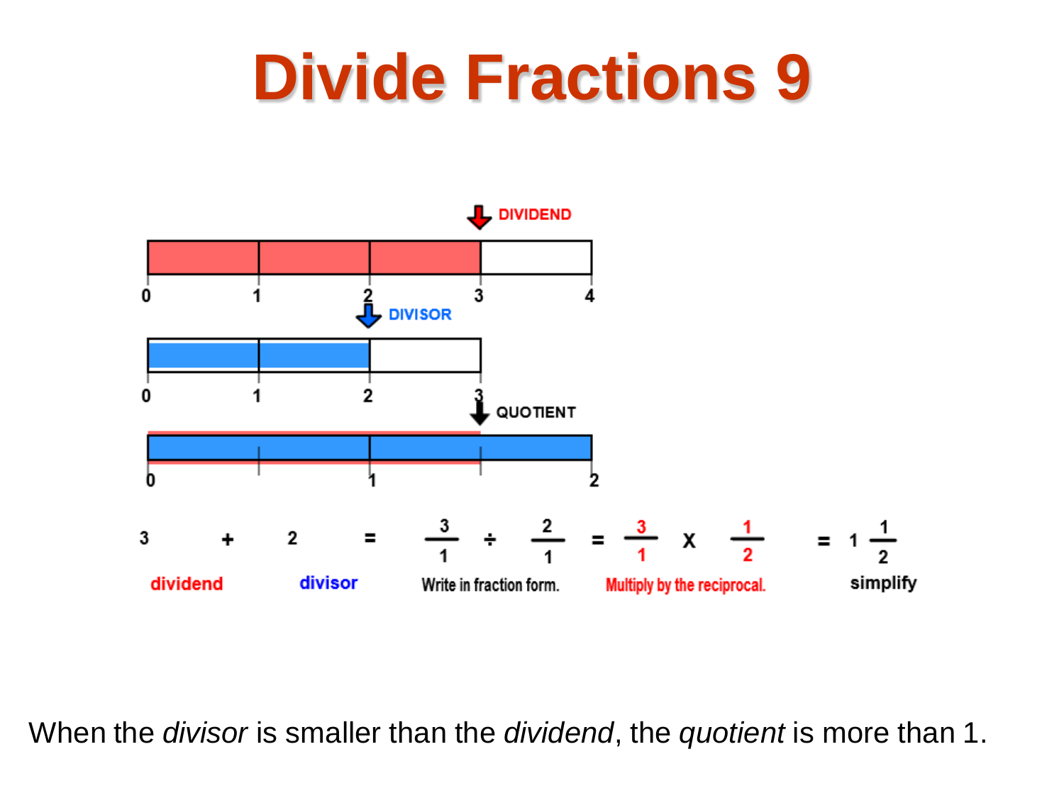# Divide Fractions 9

DIVIDEND

0 1 2 3 4

DIVISOR

0 1 2 3

QUOTIENT

0 1 2

$$3 \div 2 = \frac{3}{1} \div \frac{2}{1} = \frac{3}{1} \times \frac{1}{2} = 1\frac{1}{2}$$

dividend — divisor — Write in fraction form. — Multiply by the reciprocal. — simplify

When the *divisor* is smaller than the *dividend*, the *quotient* is more than 1.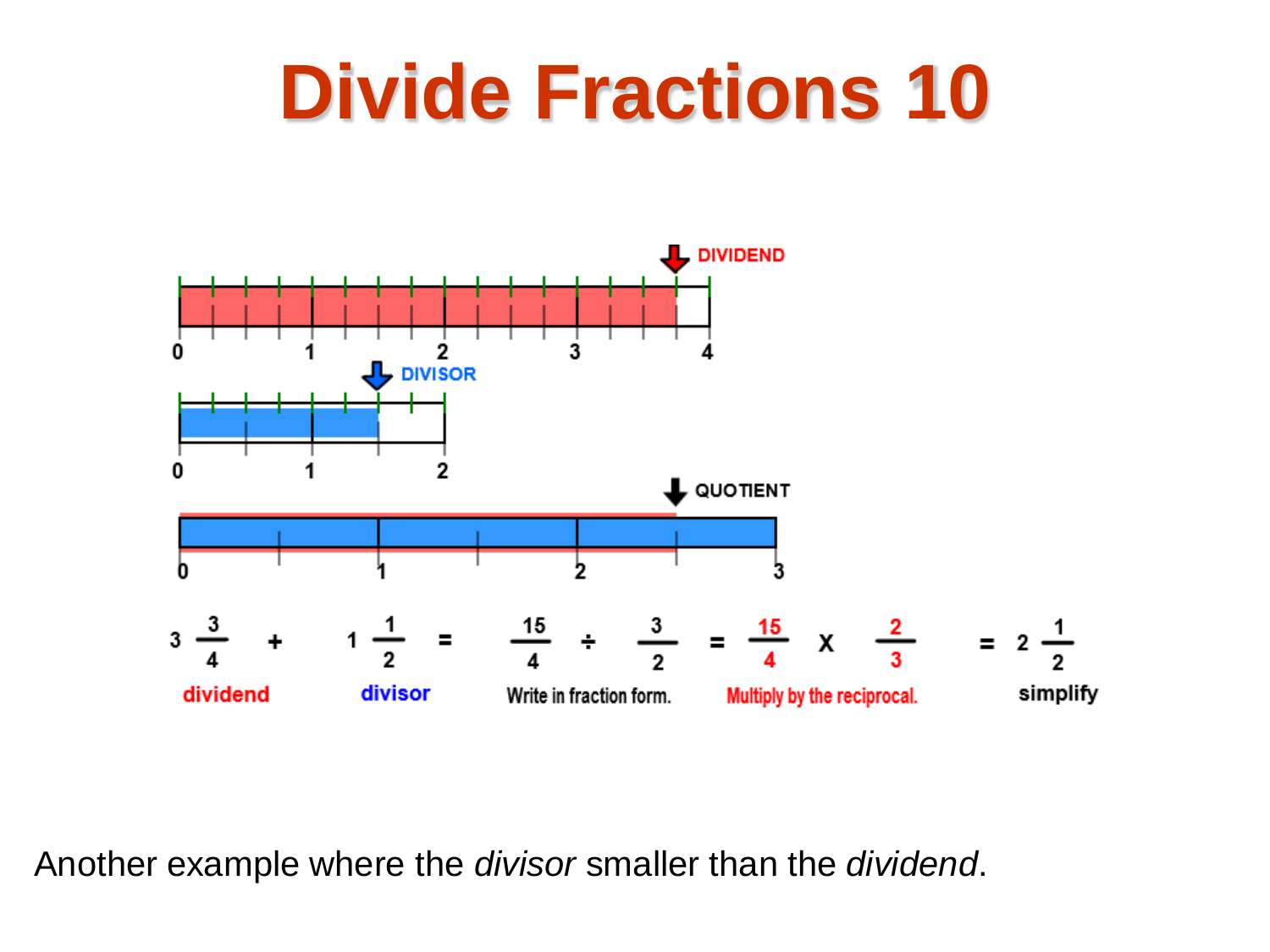# Divide Fractions 10

DIVIDEND

0 1 2 3 4

DIVISOR

0 1 2

QUOTIENT

0 1 2 3

$3\frac{3}{4}$ + $1\frac{1}{2}$ = $\frac{15}{4}$ ÷ $\frac{3}{2}$ = $\frac{15}{4}$ X $\frac{2}{3}$ = $2\frac{1}{2}$

dividend — divisor — Write in fraction form. — Multiply by the reciprocal. — simplify

Another example where the *divisor* smaller than the *dividend*.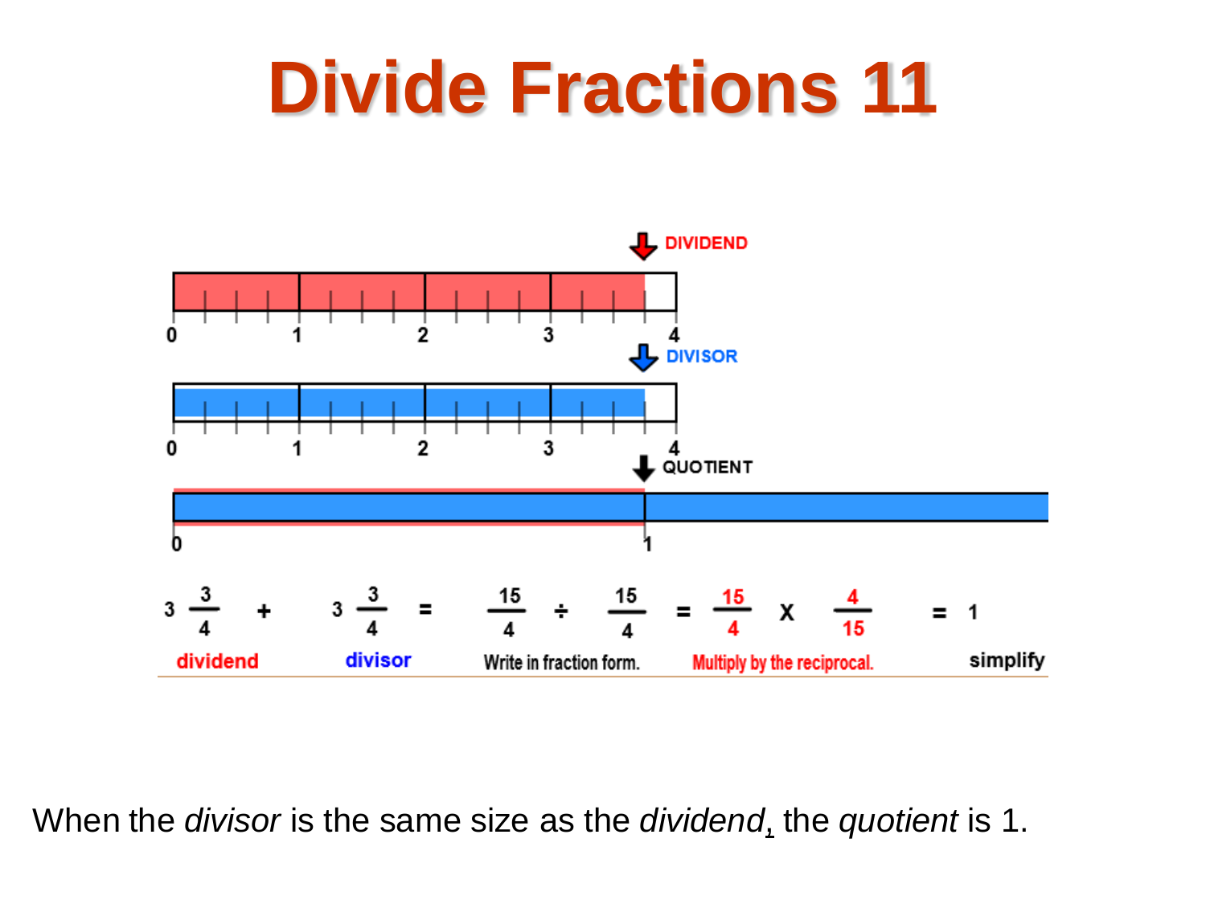# Divide Fractions 11

DIVIDEND

0 1 2 3 4

DIVISOR

0 1 2 3 4

QUOTIENT

0 1

| $3\frac{3}{4}$ | ÷ | $3\frac{3}{4}$ | = | $\frac{15}{4} \div \frac{15}{4}$ | = | $\frac{15}{4} \times \frac{4}{15}$ | = | 1 |
|---|---|---|---|---|---|---|---|---|
| dividend | | divisor | | Write in fraction form. | | Multiply by the reciprocal. | | simplify |

When the *divisor* is the same size as the *dividend*, the *quotient* is 1.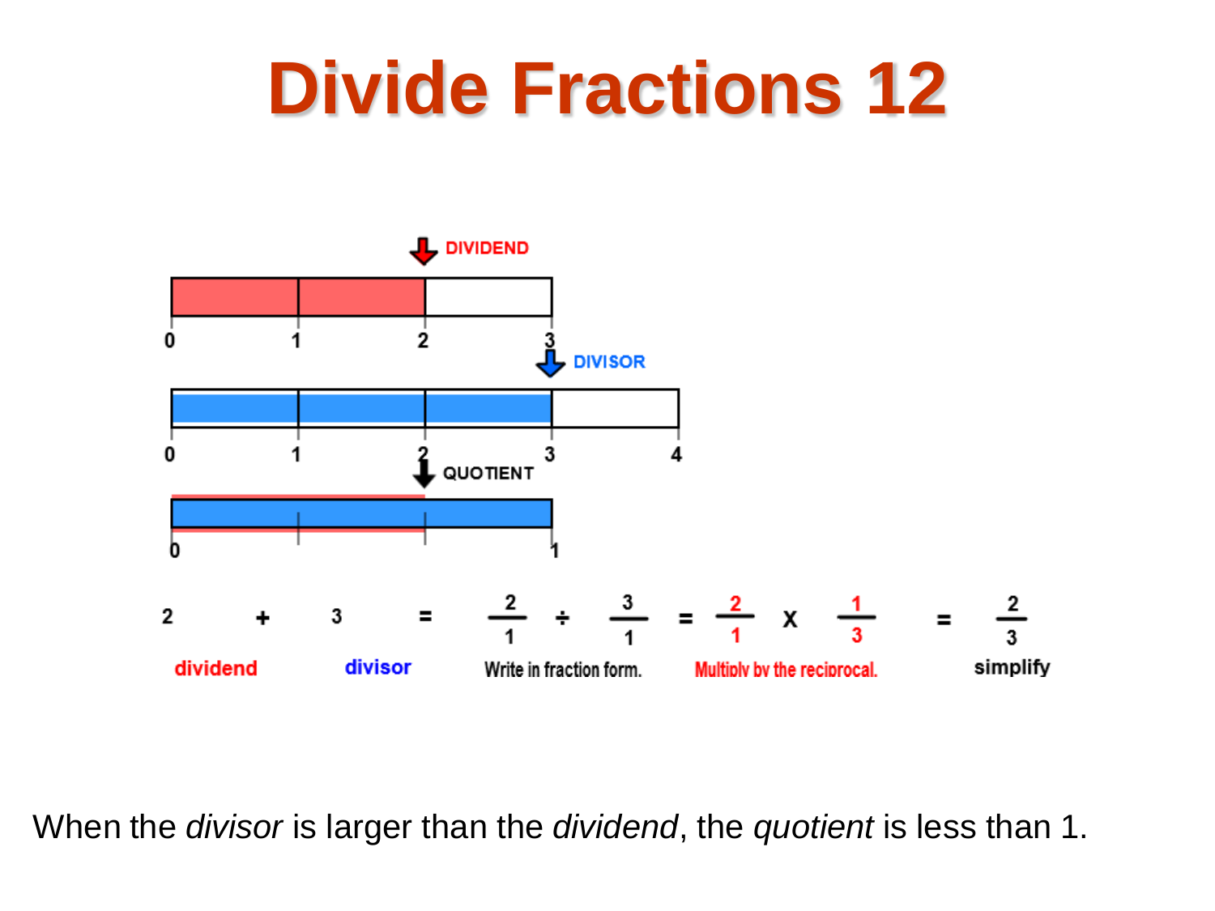# Divide Fractions 12

DIVIDEND

0 1 2 3

DIVISOR

0 1 2 3 4

QUOTIENT

0 1

| 2 | + | 3 | = | $\frac{2}{1} \div \frac{3}{1}$ | = | $\frac{2}{1} \times \frac{1}{3}$ | = | $\frac{2}{3}$ |
|---|---|---|---|---|---|---|---|---|
| dividend | | divisor | | Write in fraction form. | | Multiply by the reciprocal. | | simplify |

When the *divisor* is larger than the *dividend*, the *quotient* is less than 1.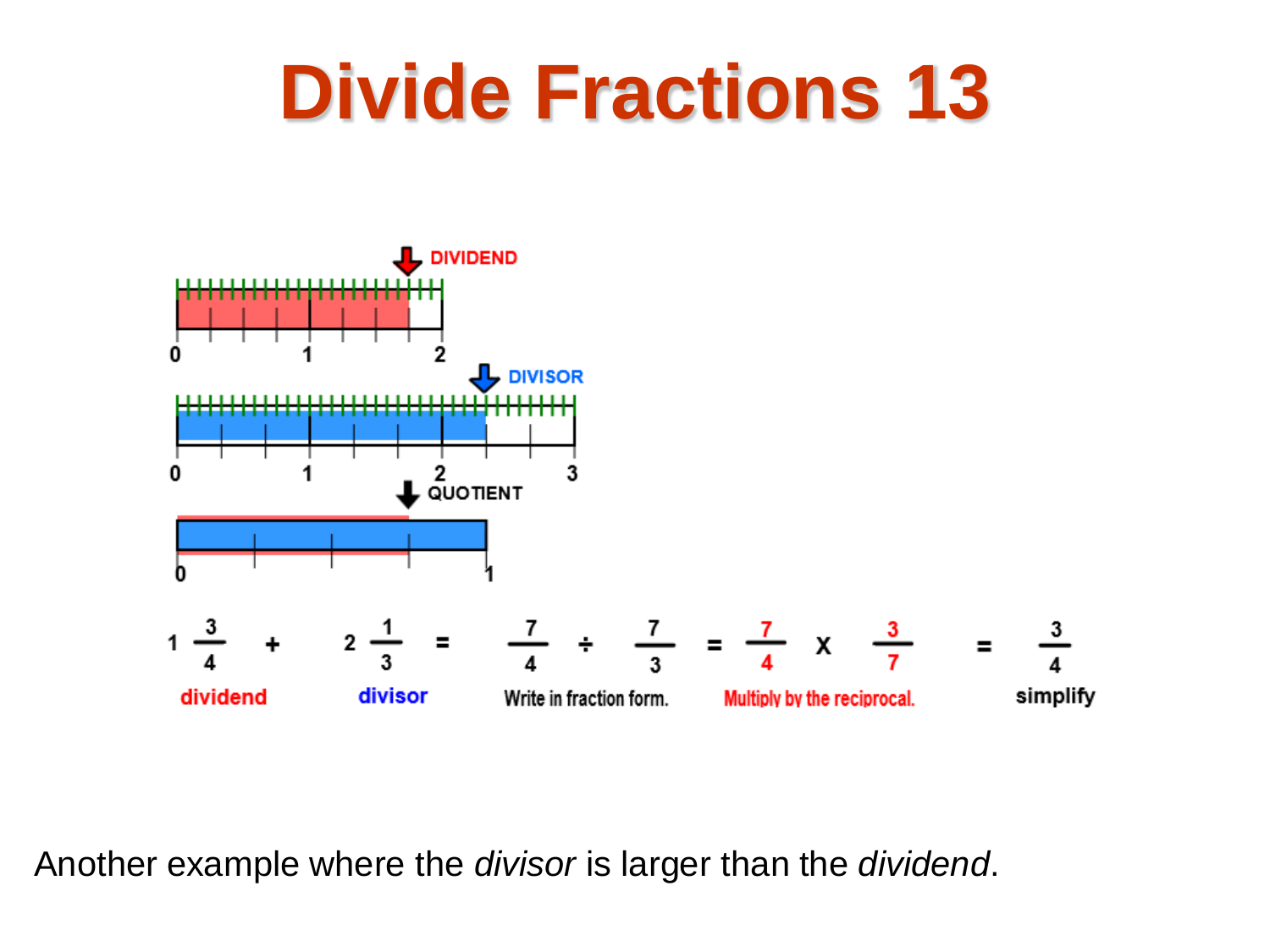# Divide Fractions 13

DIVIDEND

0 1 2

DIVISOR

0 1 2 3

QUOTIENT

0 1

$1\frac{3}{4} + 2\frac{1}{3} = \frac{7}{4} \div \frac{7}{3} = \frac{7}{4} \times \frac{3}{7} = \frac{3}{4}$

dividend | divisor | Write in fraction form. | Multiply by the reciprocal. | simplify

Another example where the *divisor* is larger than the *dividend*.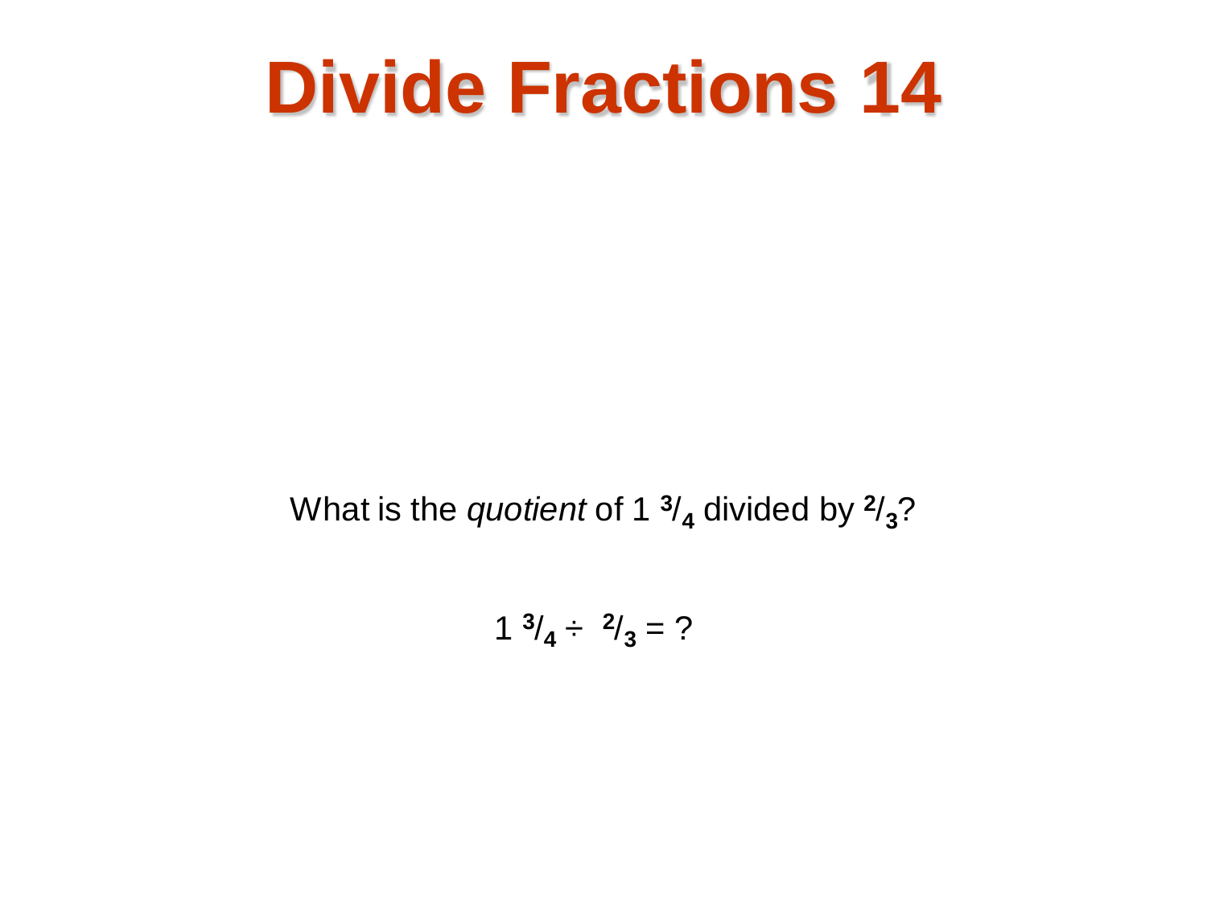# Divide Fractions 14

What is the *quotient* of $1\ ^{3}/_{4}$ divided by $^{2}/_{3}$?

$$1\ ^{3}/_{4} \div\ ^{2}/_{3} = ?$$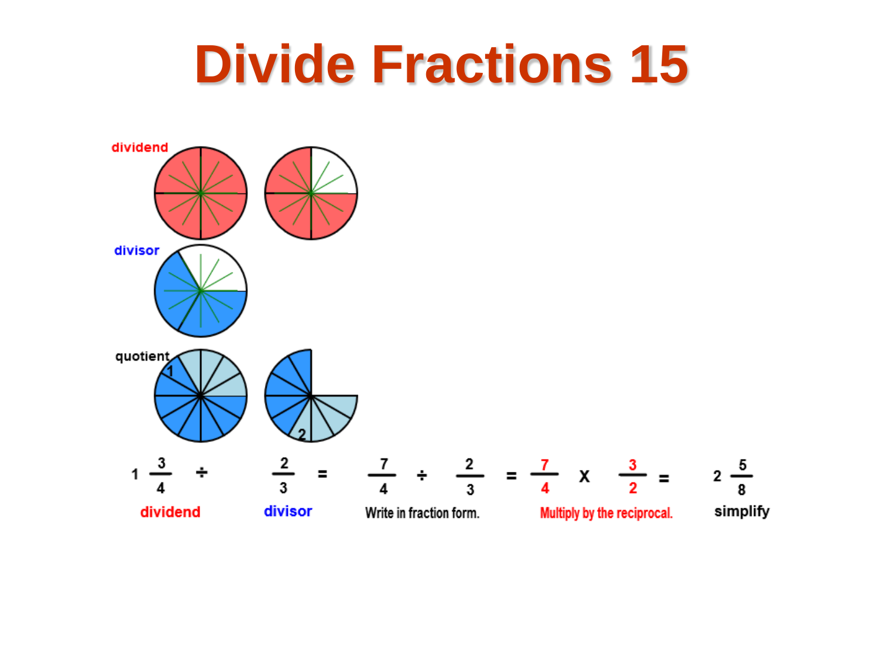# Divide Fractions 15

dividend

divisor

quotient

$$1\frac{3}{4} \div \frac{2}{3} = \frac{7}{4} \div \frac{2}{3} = \frac{7}{4} \times \frac{3}{2} = 2\frac{5}{8}$$

dividend — divisor — Write in fraction form. — Multiply by the reciprocal. — simplify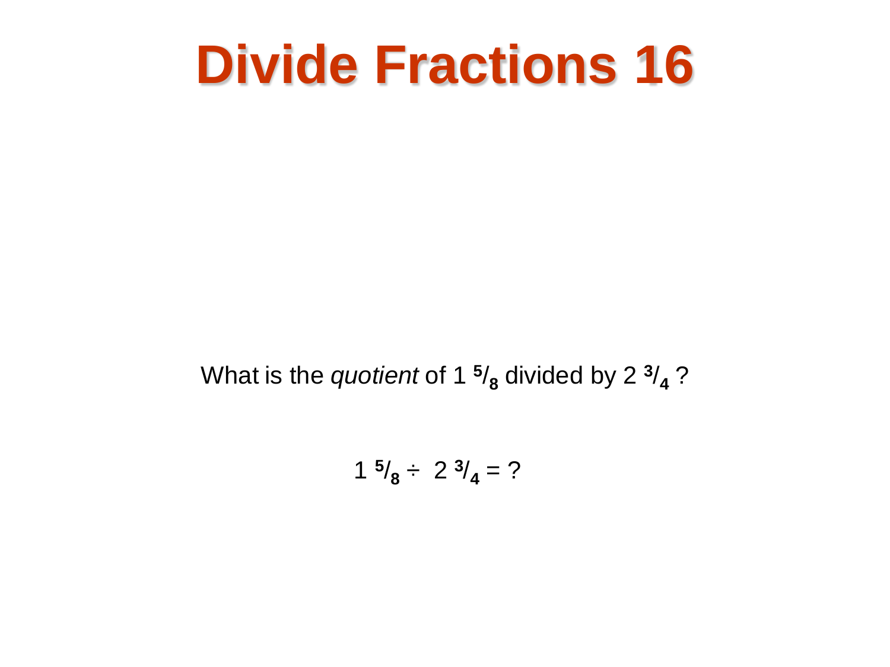# Divide Fractions 16

What is the *quotient* of $1\ ^{5}/_{8}$ divided by $2\ ^{3}/_{4}$ ?

$$1\ ^{5}/_{8} \div\ 2\ ^{3}/_{4} = ?$$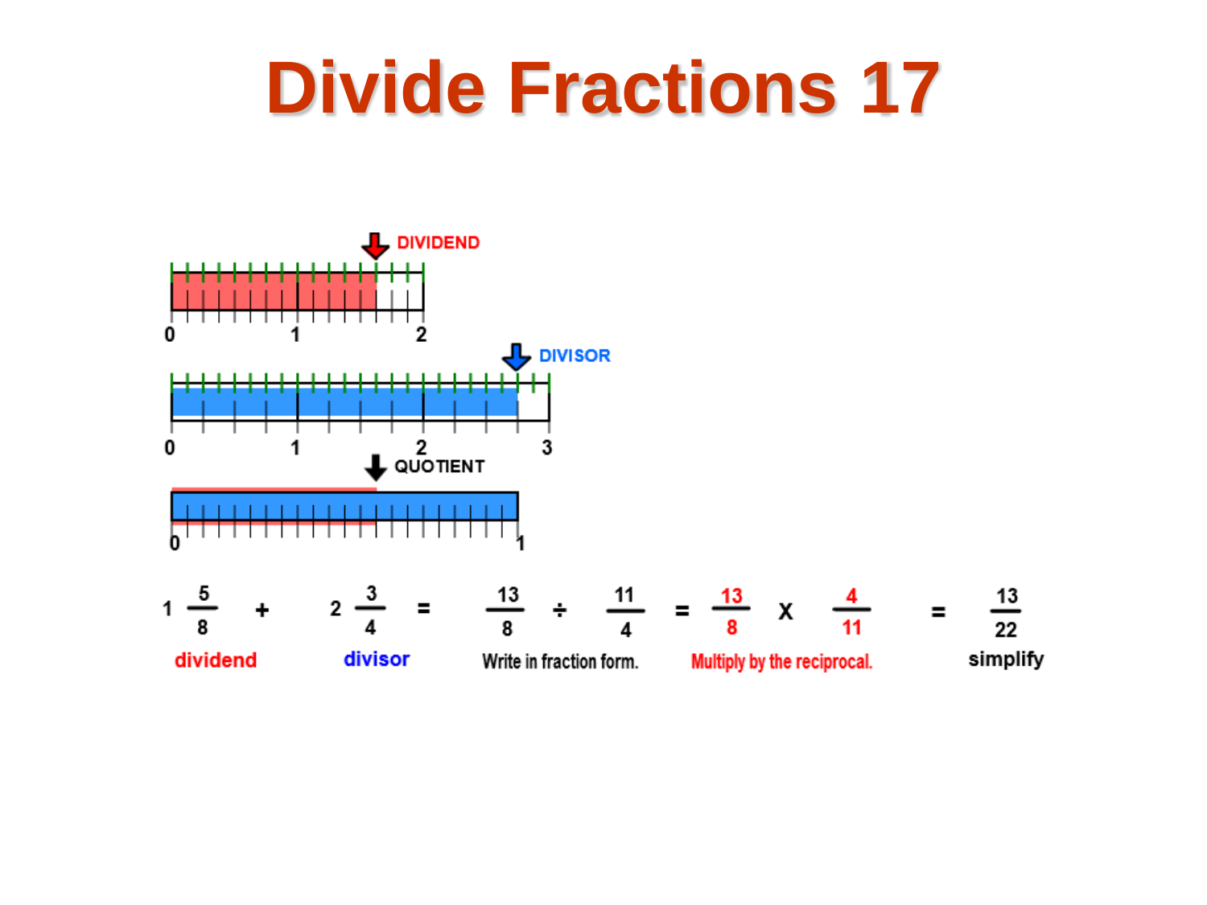# Divide Fractions 17

DIVIDEND

0 1 2

DIVISOR

0 1 2 3

QUOTIENT

0 1

$$1\frac{5}{8} \div 2\frac{3}{4} = \frac{13}{8} \div \frac{11}{4} = \frac{13}{8} \times \frac{4}{11} = \frac{13}{22}$$

dividend | divisor | Write in fraction form. | Multiply by the reciprocal. | simplify